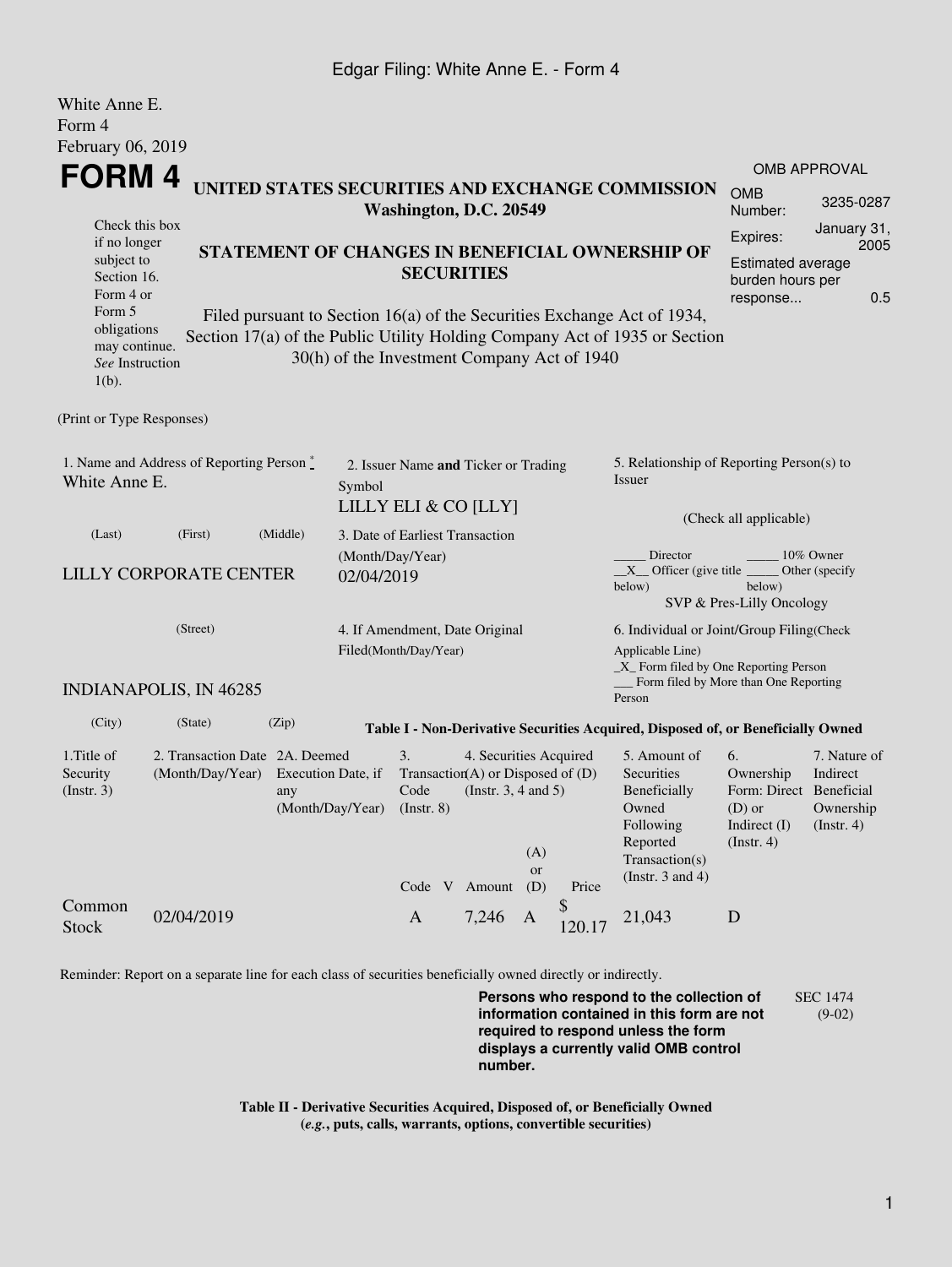Edgar Filing: White Anne E. - Form 4

White Anne E.
Form 4
February 06, 2019

# FORM 4

**UNITED STATES SECURITIES AND EXCHANGE COMMISSION**
**Washington, D.C. 20549**

| OMB APPROVAL | |
|---|---|
| OMB Number: | 3235-0287 |
| Expires: | January 31, 2005 |
| Estimated average burden hours per response... | 0.5 |

Check this box if no longer subject to Section 16. Form 4 or Form 5 obligations may continue. *See* Instruction 1(b).

**STATEMENT OF CHANGES IN BENEFICIAL OWNERSHIP OF SECURITIES**

Filed pursuant to Section 16(a) of the Securities Exchange Act of 1934, Section 17(a) of the Public Utility Holding Company Act of 1935 or Section 30(h) of the Investment Company Act of 1940

(Print or Type Responses)

1. Name and Address of Reporting Person *
White Anne E.

(Last) (First) (Middle)

LILLY CORPORATE CENTER

(Street)

INDIANAPOLIS, IN 46285

(City) (State) (Zip)

2. Issuer Name **and** Ticker or Trading Symbol
LILLY ELI & CO [LLY]

3. Date of Earliest Transaction (Month/Day/Year)
02/04/2019

4. If Amendment, Date Original Filed(Month/Day/Year)

5. Relationship of Reporting Person(s) to Issuer

(Check all applicable)

_____ Director _____ 10% Owner
__X__ Officer (give title below) _____ Other (specify below)
SVP & Pres-Lilly Oncology

6. Individual or Joint/Group Filing(Check Applicable Line)
_X_ Form filed by One Reporting Person
___ Form filed by More than One Reporting Person

**Table I - Non-Derivative Securities Acquired, Disposed of, or Beneficially Owned**

| 1.Title of Security (Instr. 3) | 2. Transaction Date (Month/Day/Year) | 2A. Deemed Execution Date, if any (Month/Day/Year) | 3. Transaction Code (Instr. 8) | | 4. Securities Acquired (A) or Disposed of (D) (Instr. 3, 4 and 5) | | | 5. Amount of Securities Beneficially Owned Following Reported Transaction(s) (Instr. 3 and 4) | 6. Ownership Form: Direct (D) or Indirect (I) (Instr. 4) | 7. Nature of Indirect Beneficial Ownership (Instr. 4) |
|---|---|---|---|---|---|---|---|---|---|---|
| | | | Code | V | Amount | (A) or (D) | Price | | | |
| Common Stock | 02/04/2019 | | A | | 7,246 | A | $ 120.17 | 21,043 | D | |

Reminder: Report on a separate line for each class of securities beneficially owned directly or indirectly.

**Persons who respond to the collection of information contained in this form are not required to respond unless the form displays a currently valid OMB control number.**

SEC 1474 (9-02)

**Table II - Derivative Securities Acquired, Disposed of, or Beneficially Owned**
**(*e.g.*, puts, calls, warrants, options, convertible securities)**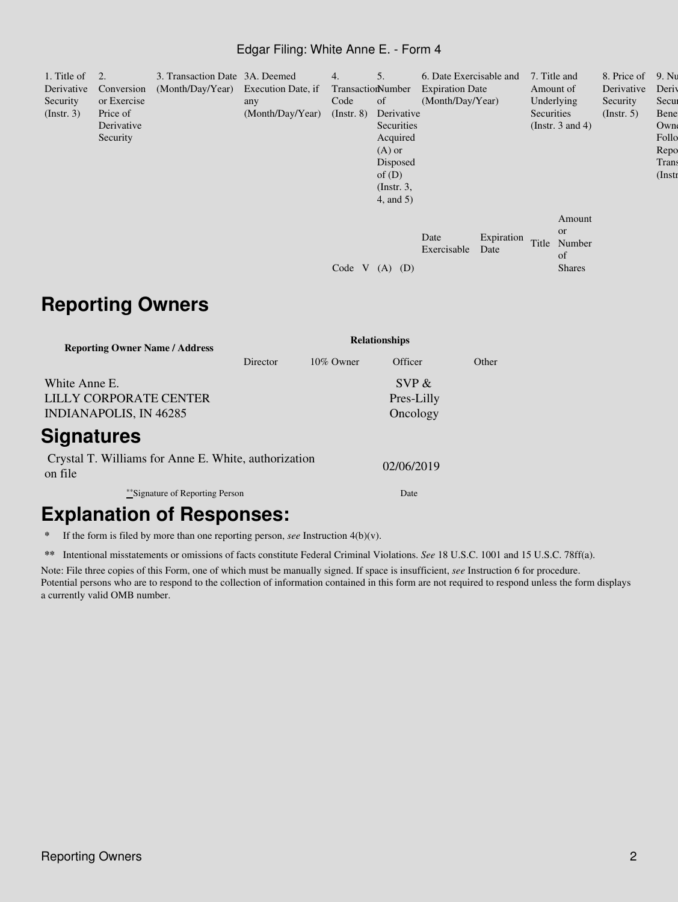| 1. Title of Derivative Security (Instr. 3) | 2. Conversion or Exercise Price of Derivative Security | 3. Transaction Date (Month/Day/Year) | 3A. Deemed Execution Date, if any (Month/Day/Year) | 4. Transaction Code (Instr. 8) | | 5. Number of Derivative Securities Acquired (A) or Disposed of (D) (Instr. 3, 4, and 5) | | 6. Date Exercisable and Expiration Date (Month/Day/Year) | | 7. Title and Amount of Underlying Securities (Instr. 3 and 4) | | 8. Price of Derivative Security (Instr. 5) | 9. Nu Deriv Secur Bene Owne Follo Repo Trans (Instr |
|---|---|---|---|---|---|---|---|---|---|---|---|---|---|
| | | | | Code | V | (A) | (D) | Date Exercisable | Expiration Date | Title | Amount or Number of Shares | | |

## Reporting Owners

| Reporting Owner Name / Address | Relationships | | | |
|---|---|---|---|---|
| | Director | 10% Owner | Officer | Other |
| White Anne E.<br>LILLY CORPORATE CENTER<br>INDIANAPOLIS, IN 46285 | | | SVP & Pres-Lilly Oncology | |

## Signatures

| | |
|---|---|
| Crystal T. Williams for Anne E. White, authorization on file | 02/06/2019 |
| **Signature of Reporting Person | Date |

## Explanation of Responses:

\* If the form is filed by more than one reporting person, *see* Instruction 4(b)(v).

\*\* Intentional misstatements or omissions of facts constitute Federal Criminal Violations. *See* 18 U.S.C. 1001 and 15 U.S.C. 78ff(a).

Note: File three copies of this Form, one of which must be manually signed. If space is insufficient, *see* Instruction 6 for procedure.
Potential persons who are to respond to the collection of information contained in this form are not required to respond unless the form displays a currently valid OMB number.